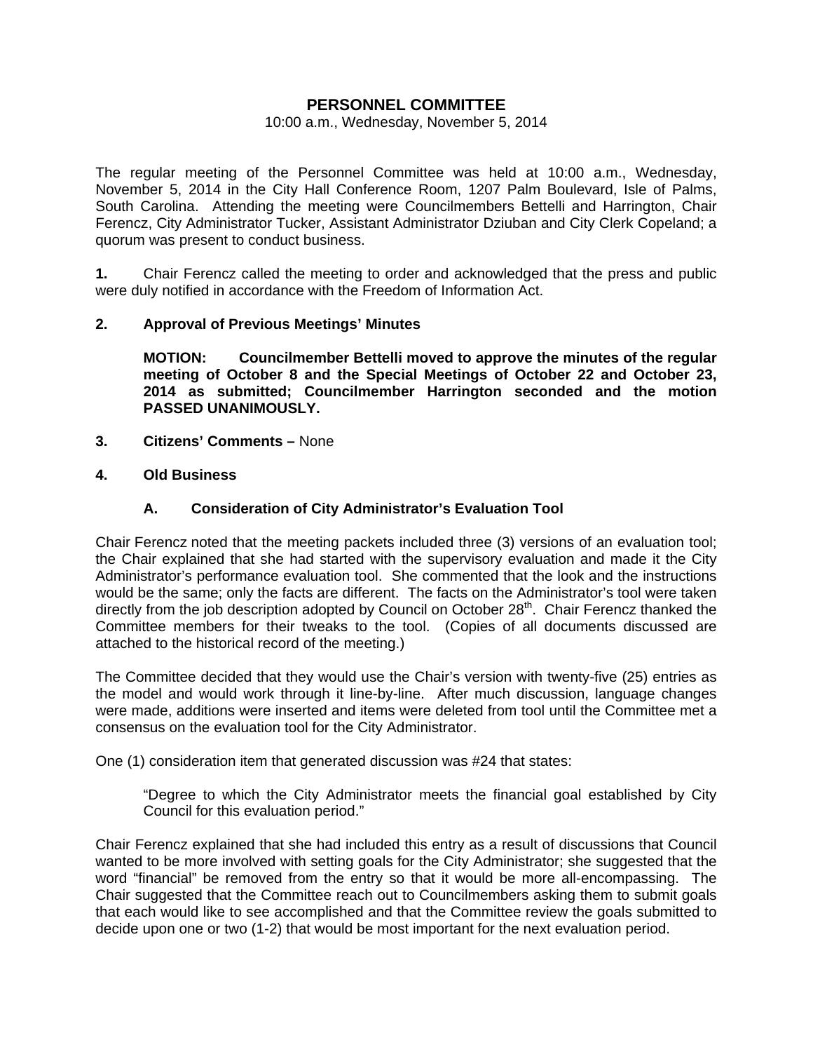# PERSONNEL COMMITTEE

10:00 a.m., Wednesday, November 5, 2014

The regular meeting of the Personnel Committee was held at 10:00 a.m., Wednesday, November 5, 2014 in the City Hall Conference Room, 1207 Palm Boulevard, Isle of Palms, South Carolina. Attending the meeting were Councilmembers Bettelli and Harrington, Chair Ferencz, City Administrator Tucker, Assistant Administrator Dziuban and City Clerk Copeland; a quorum was present to conduct business.

**1.** Chair Ferencz called the meeting to order and acknowledged that the press and public were duly notified in accordance with the Freedom of Information Act.

**2. Approval of Previous Meetings' Minutes**

> **MOTION: Councilmember Bettelli moved to approve the minutes of the regular meeting of October 8 and the Special Meetings of October 22 and October 23, 2014 as submitted; Councilmember Harrington seconded and the motion PASSED UNANIMOUSLY.**

**3. Citizens' Comments –** None

**4. Old Business**

**A. Consideration of City Administrator's Evaluation Tool**

Chair Ferencz noted that the meeting packets included three (3) versions of an evaluation tool; the Chair explained that she had started with the supervisory evaluation and made it the City Administrator's performance evaluation tool. She commented that the look and the instructions would be the same; only the facts are different. The facts on the Administrator's tool were taken directly from the job description adopted by Council on October 28th. Chair Ferencz thanked the Committee members for their tweaks to the tool. (Copies of all documents discussed are attached to the historical record of the meeting.)

The Committee decided that they would use the Chair's version with twenty-five (25) entries as the model and would work through it line-by-line. After much discussion, language changes were made, additions were inserted and items were deleted from tool until the Committee met a consensus on the evaluation tool for the City Administrator.

One (1) consideration item that generated discussion was #24 that states:

> "Degree to which the City Administrator meets the financial goal established by City Council for this evaluation period."

Chair Ferencz explained that she had included this entry as a result of discussions that Council wanted to be more involved with setting goals for the City Administrator; she suggested that the word "financial" be removed from the entry so that it would be more all-encompassing. The Chair suggested that the Committee reach out to Councilmembers asking them to submit goals that each would like to see accomplished and that the Committee review the goals submitted to decide upon one or two (1-2) that would be most important for the next evaluation period.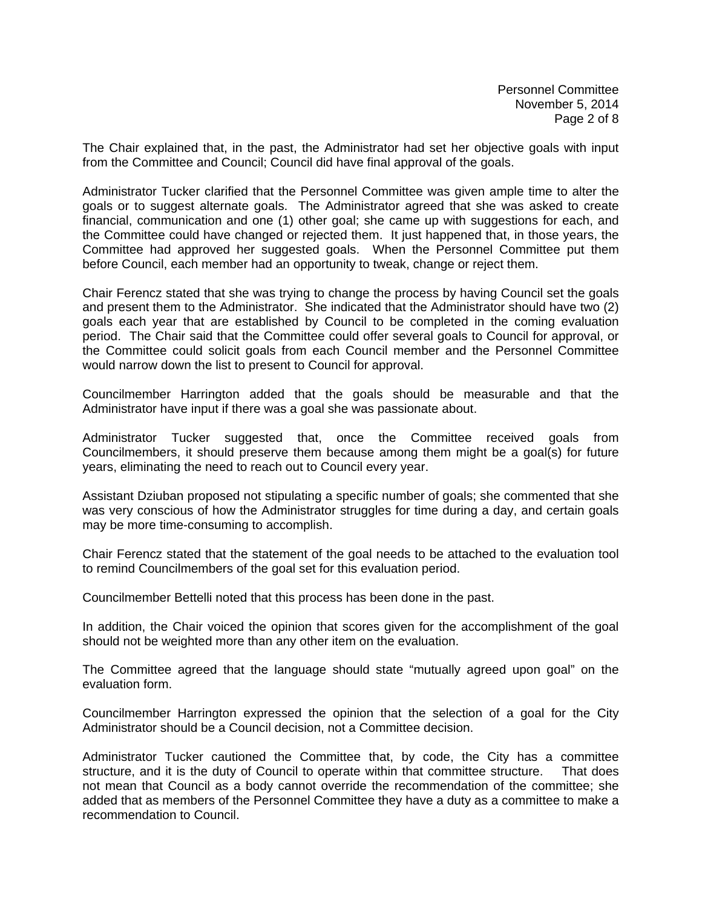The Chair explained that, in the past, the Administrator had set her objective goals with input from the Committee and Council; Council did have final approval of the goals.

Administrator Tucker clarified that the Personnel Committee was given ample time to alter the goals or to suggest alternate goals. The Administrator agreed that she was asked to create financial, communication and one (1) other goal; she came up with suggestions for each, and the Committee could have changed or rejected them. It just happened that, in those years, the Committee had approved her suggested goals. When the Personnel Committee put them before Council, each member had an opportunity to tweak, change or reject them.

Chair Ferencz stated that she was trying to change the process by having Council set the goals and present them to the Administrator. She indicated that the Administrator should have two (2) goals each year that are established by Council to be completed in the coming evaluation period. The Chair said that the Committee could offer several goals to Council for approval, or the Committee could solicit goals from each Council member and the Personnel Committee would narrow down the list to present to Council for approval.

Councilmember Harrington added that the goals should be measurable and that the Administrator have input if there was a goal she was passionate about.

Administrator Tucker suggested that, once the Committee received goals from Councilmembers, it should preserve them because among them might be a goal(s) for future years, eliminating the need to reach out to Council every year.

Assistant Dziuban proposed not stipulating a specific number of goals; she commented that she was very conscious of how the Administrator struggles for time during a day, and certain goals may be more time-consuming to accomplish.

Chair Ferencz stated that the statement of the goal needs to be attached to the evaluation tool to remind Councilmembers of the goal set for this evaluation period.

Councilmember Bettelli noted that this process has been done in the past.

In addition, the Chair voiced the opinion that scores given for the accomplishment of the goal should not be weighted more than any other item on the evaluation.

The Committee agreed that the language should state "mutually agreed upon goal" on the evaluation form.

Councilmember Harrington expressed the opinion that the selection of a goal for the City Administrator should be a Council decision, not a Committee decision.

Administrator Tucker cautioned the Committee that, by code, the City has a committee structure, and it is the duty of Council to operate within that committee structure. That does not mean that Council as a body cannot override the recommendation of the committee; she added that as members of the Personnel Committee they have a duty as a committee to make a recommendation to Council.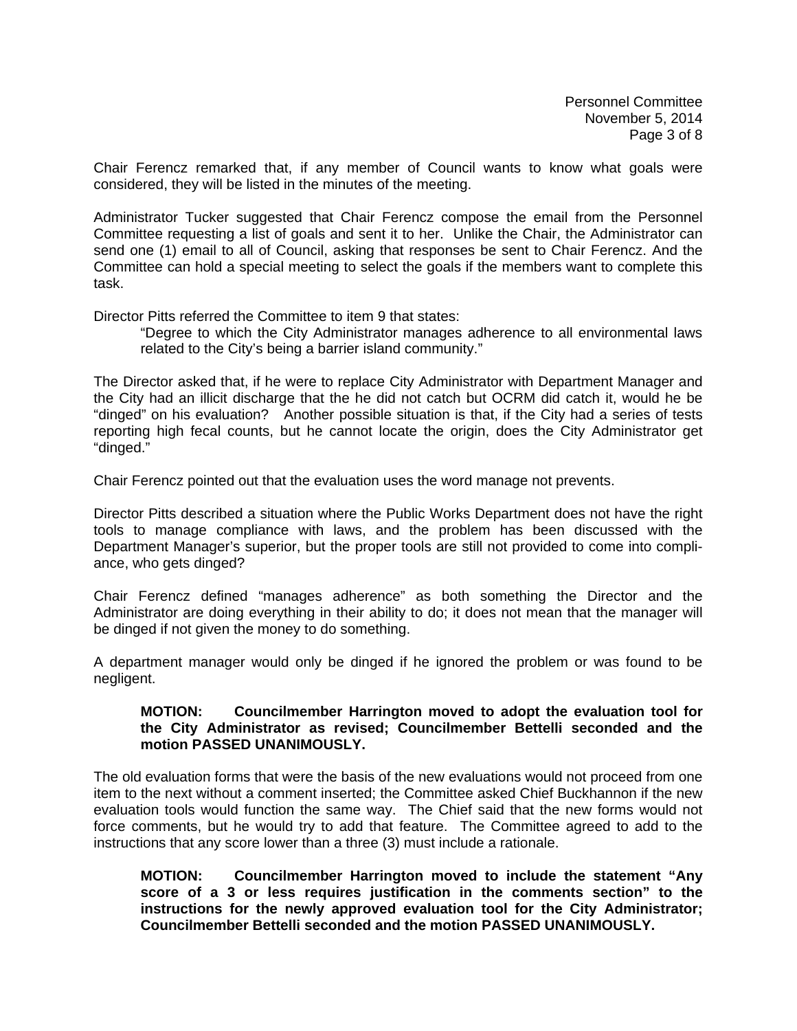Chair Ferencz remarked that, if any member of Council wants to know what goals were considered, they will be listed in the minutes of the meeting.

Administrator Tucker suggested that Chair Ferencz compose the email from the Personnel Committee requesting a list of goals and sent it to her. Unlike the Chair, the Administrator can send one (1) email to all of Council, asking that responses be sent to Chair Ferencz. And the Committee can hold a special meeting to select the goals if the members want to complete this task.

Director Pitts referred the Committee to item 9 that states:

> "Degree to which the City Administrator manages adherence to all environmental laws related to the City's being a barrier island community."

The Director asked that, if he were to replace City Administrator with Department Manager and the City had an illicit discharge that the he did not catch but OCRM did catch it, would he be "dinged" on his evaluation? Another possible situation is that, if the City had a series of tests reporting high fecal counts, but he cannot locate the origin, does the City Administrator get "dinged."

Chair Ferencz pointed out that the evaluation uses the word manage not prevents.

Director Pitts described a situation where the Public Works Department does not have the right tools to manage compliance with laws, and the problem has been discussed with the Department Manager's superior, but the proper tools are still not provided to come into compliance, who gets dinged?

Chair Ferencz defined "manages adherence" as both something the Director and the Administrator are doing everything in their ability to do; it does not mean that the manager will be dinged if not given the money to do something.

A department manager would only be dinged if he ignored the problem or was found to be negligent.

> **MOTION: Councilmember Harrington moved to adopt the evaluation tool for the City Administrator as revised; Councilmember Bettelli seconded and the motion PASSED UNANIMOUSLY.**

The old evaluation forms that were the basis of the new evaluations would not proceed from one item to the next without a comment inserted; the Committee asked Chief Buckhannon if the new evaluation tools would function the same way. The Chief said that the new forms would not force comments, but he would try to add that feature. The Committee agreed to add to the instructions that any score lower than a three (3) must include a rationale.

> **MOTION: Councilmember Harrington moved to include the statement "Any score of a 3 or less requires justification in the comments section" to the instructions for the newly approved evaluation tool for the City Administrator; Councilmember Bettelli seconded and the motion PASSED UNANIMOUSLY.**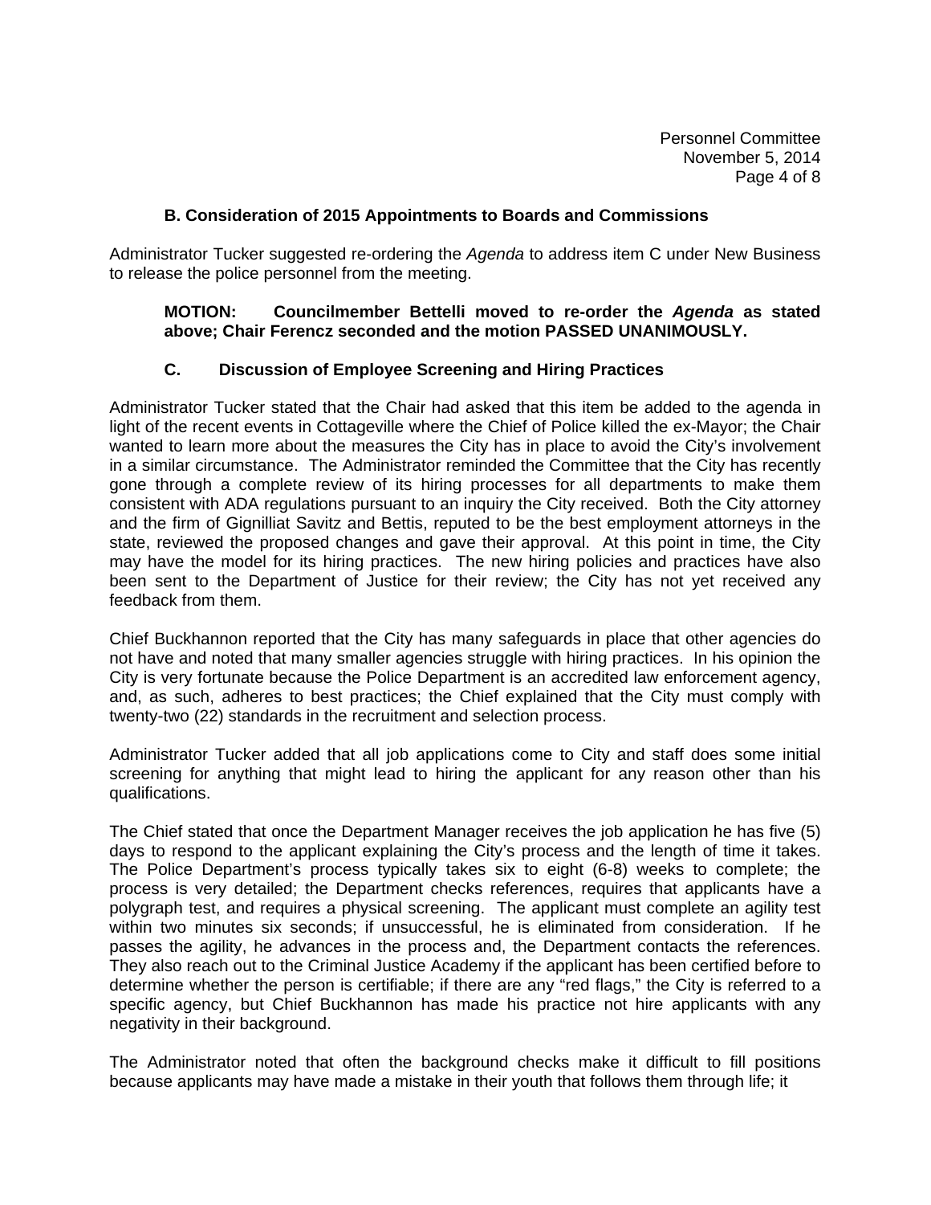### B. Consideration of 2015 Appointments to Boards and Commissions

Administrator Tucker suggested re-ordering the *Agenda* to address item C under New Business to release the police personnel from the meeting.

**MOTION: Councilmember Bettelli moved to re-order the *Agenda* as stated above; Chair Ferencz seconded and the motion PASSED UNANIMOUSLY.**

### C. Discussion of Employee Screening and Hiring Practices

Administrator Tucker stated that the Chair had asked that this item be added to the agenda in light of the recent events in Cottageville where the Chief of Police killed the ex-Mayor; the Chair wanted to learn more about the measures the City has in place to avoid the City's involvement in a similar circumstance. The Administrator reminded the Committee that the City has recently gone through a complete review of its hiring processes for all departments to make them consistent with ADA regulations pursuant to an inquiry the City received. Both the City attorney and the firm of Gignilliat Savitz and Bettis, reputed to be the best employment attorneys in the state, reviewed the proposed changes and gave their approval. At this point in time, the City may have the model for its hiring practices. The new hiring policies and practices have also been sent to the Department of Justice for their review; the City has not yet received any feedback from them.

Chief Buckhannon reported that the City has many safeguards in place that other agencies do not have and noted that many smaller agencies struggle with hiring practices. In his opinion the City is very fortunate because the Police Department is an accredited law enforcement agency, and, as such, adheres to best practices; the Chief explained that the City must comply with twenty-two (22) standards in the recruitment and selection process.

Administrator Tucker added that all job applications come to City and staff does some initial screening for anything that might lead to hiring the applicant for any reason other than his qualifications.

The Chief stated that once the Department Manager receives the job application he has five (5) days to respond to the applicant explaining the City's process and the length of time it takes. The Police Department's process typically takes six to eight (6-8) weeks to complete; the process is very detailed; the Department checks references, requires that applicants have a polygraph test, and requires a physical screening. The applicant must complete an agility test within two minutes six seconds; if unsuccessful, he is eliminated from consideration. If he passes the agility, he advances in the process and, the Department contacts the references. They also reach out to the Criminal Justice Academy if the applicant has been certified before to determine whether the person is certifiable; if there are any "red flags," the City is referred to a specific agency, but Chief Buckhannon has made his practice not hire applicants with any negativity in their background.

The Administrator noted that often the background checks make it difficult to fill positions because applicants may have made a mistake in their youth that follows them through life; it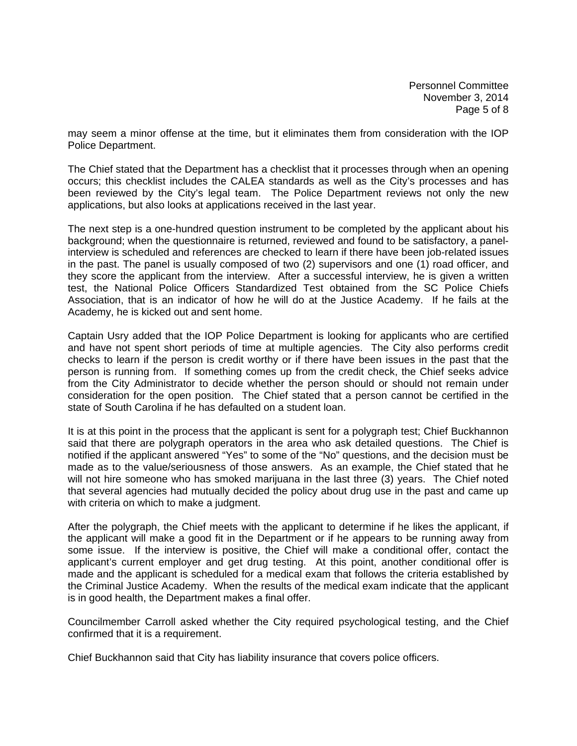may seem a minor offense at the time, but it eliminates them from consideration with the IOP Police Department.

The Chief stated that the Department has a checklist that it processes through when an opening occurs; this checklist includes the CALEA standards as well as the City's processes and has been reviewed by the City's legal team. The Police Department reviews not only the new applications, but also looks at applications received in the last year.

The next step is a one-hundred question instrument to be completed by the applicant about his background; when the questionnaire is returned, reviewed and found to be satisfactory, a panel-interview is scheduled and references are checked to learn if there have been job-related issues in the past. The panel is usually composed of two (2) supervisors and one (1) road officer, and they score the applicant from the interview. After a successful interview, he is given a written test, the National Police Officers Standardized Test obtained from the SC Police Chiefs Association, that is an indicator of how he will do at the Justice Academy. If he fails at the Academy, he is kicked out and sent home.

Captain Usry added that the IOP Police Department is looking for applicants who are certified and have not spent short periods of time at multiple agencies. The City also performs credit checks to learn if the person is credit worthy or if there have been issues in the past that the person is running from. If something comes up from the credit check, the Chief seeks advice from the City Administrator to decide whether the person should or should not remain under consideration for the open position. The Chief stated that a person cannot be certified in the state of South Carolina if he has defaulted on a student loan.

It is at this point in the process that the applicant is sent for a polygraph test; Chief Buckhannon said that there are polygraph operators in the area who ask detailed questions. The Chief is notified if the applicant answered "Yes" to some of the "No" questions, and the decision must be made as to the value/seriousness of those answers. As an example, the Chief stated that he will not hire someone who has smoked marijuana in the last three (3) years. The Chief noted that several agencies had mutually decided the policy about drug use in the past and came up with criteria on which to make a judgment.

After the polygraph, the Chief meets with the applicant to determine if he likes the applicant, if the applicant will make a good fit in the Department or if he appears to be running away from some issue. If the interview is positive, the Chief will make a conditional offer, contact the applicant's current employer and get drug testing. At this point, another conditional offer is made and the applicant is scheduled for a medical exam that follows the criteria established by the Criminal Justice Academy. When the results of the medical exam indicate that the applicant is in good health, the Department makes a final offer.

Councilmember Carroll asked whether the City required psychological testing, and the Chief confirmed that it is a requirement.

Chief Buckhannon said that City has liability insurance that covers police officers.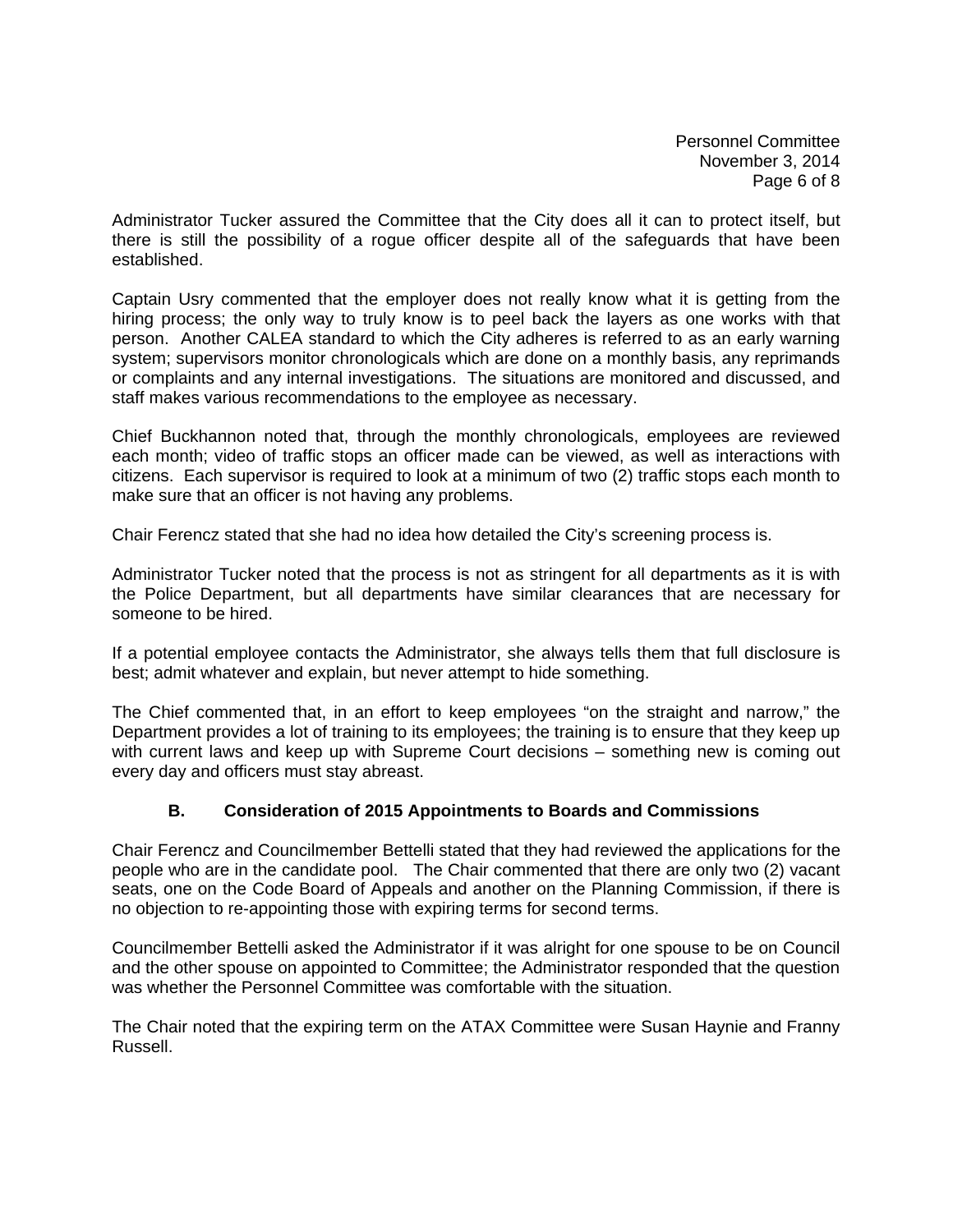Administrator Tucker assured the Committee that the City does all it can to protect itself, but there is still the possibility of a rogue officer despite all of the safeguards that have been established.

Captain Usry commented that the employer does not really know what it is getting from the hiring process; the only way to truly know is to peel back the layers as one works with that person. Another CALEA standard to which the City adheres is referred to as an early warning system; supervisors monitor chronologicals which are done on a monthly basis, any reprimands or complaints and any internal investigations. The situations are monitored and discussed, and staff makes various recommendations to the employee as necessary.

Chief Buckhannon noted that, through the monthly chronologicals, employees are reviewed each month; video of traffic stops an officer made can be viewed, as well as interactions with citizens. Each supervisor is required to look at a minimum of two (2) traffic stops each month to make sure that an officer is not having any problems.

Chair Ferencz stated that she had no idea how detailed the City's screening process is.

Administrator Tucker noted that the process is not as stringent for all departments as it is with the Police Department, but all departments have similar clearances that are necessary for someone to be hired.

If a potential employee contacts the Administrator, she always tells them that full disclosure is best; admit whatever and explain, but never attempt to hide something.

The Chief commented that, in an effort to keep employees "on the straight and narrow," the Department provides a lot of training to its employees; the training is to ensure that they keep up with current laws and keep up with Supreme Court decisions – something new is coming out every day and officers must stay abreast.

### B. Consideration of 2015 Appointments to Boards and Commissions

Chair Ferencz and Councilmember Bettelli stated that they had reviewed the applications for the people who are in the candidate pool. The Chair commented that there are only two (2) vacant seats, one on the Code Board of Appeals and another on the Planning Commission, if there is no objection to re-appointing those with expiring terms for second terms.

Councilmember Bettelli asked the Administrator if it was alright for one spouse to be on Council and the other spouse on appointed to Committee; the Administrator responded that the question was whether the Personnel Committee was comfortable with the situation.

The Chair noted that the expiring term on the ATAX Committee were Susan Haynie and Franny Russell.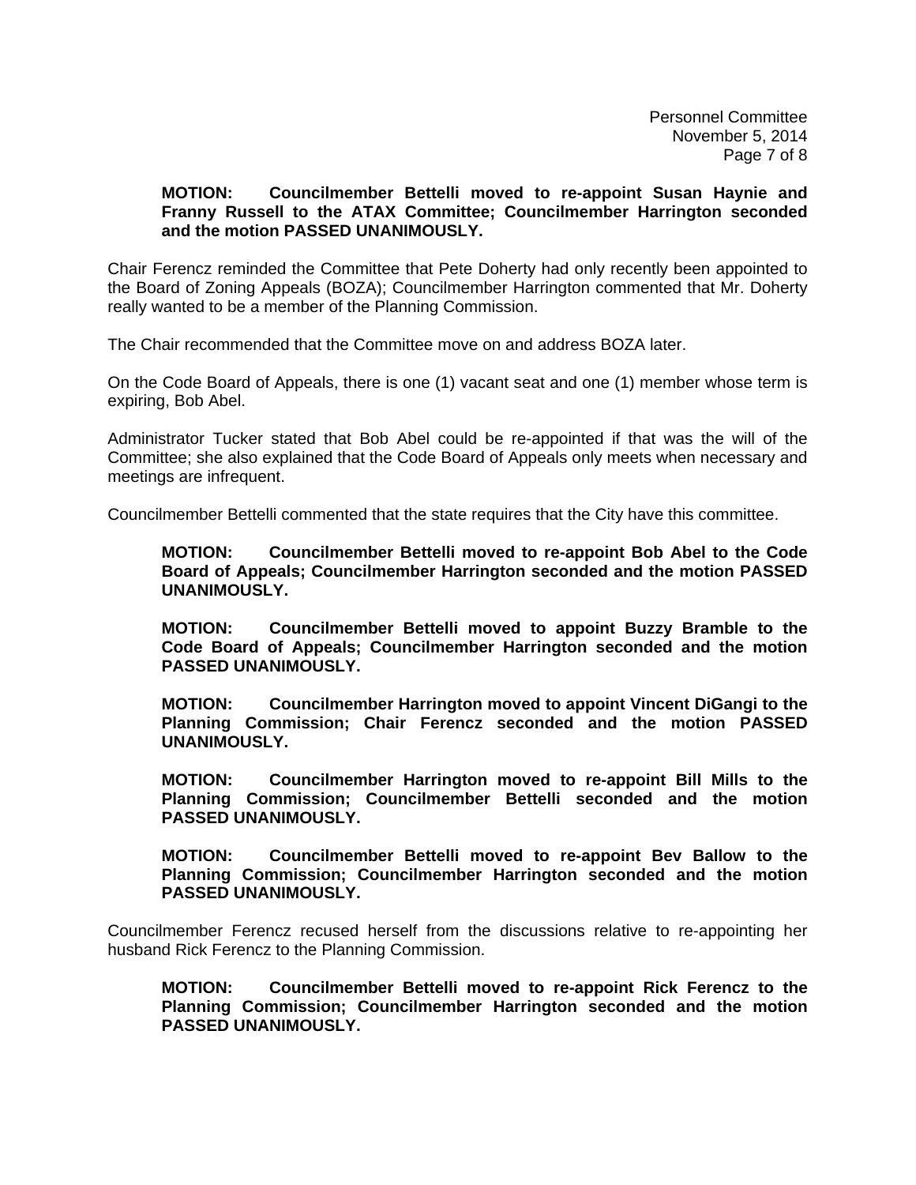**MOTION: Councilmember Bettelli moved to re-appoint Susan Haynie and Franny Russell to the ATAX Committee; Councilmember Harrington seconded and the motion PASSED UNANIMOUSLY.**

Chair Ferencz reminded the Committee that Pete Doherty had only recently been appointed to the Board of Zoning Appeals (BOZA); Councilmember Harrington commented that Mr. Doherty really wanted to be a member of the Planning Commission.

The Chair recommended that the Committee move on and address BOZA later.

On the Code Board of Appeals, there is one (1) vacant seat and one (1) member whose term is expiring, Bob Abel.

Administrator Tucker stated that Bob Abel could be re-appointed if that was the will of the Committee; she also explained that the Code Board of Appeals only meets when necessary and meetings are infrequent.

Councilmember Bettelli commented that the state requires that the City have this committee.

**MOTION: Councilmember Bettelli moved to re-appoint Bob Abel to the Code Board of Appeals; Councilmember Harrington seconded and the motion PASSED UNANIMOUSLY.**

**MOTION: Councilmember Bettelli moved to appoint Buzzy Bramble to the Code Board of Appeals; Councilmember Harrington seconded and the motion PASSED UNANIMOUSLY.**

**MOTION: Councilmember Harrington moved to appoint Vincent DiGangi to the Planning Commission; Chair Ferencz seconded and the motion PASSED UNANIMOUSLY.**

**MOTION: Councilmember Harrington moved to re-appoint Bill Mills to the Planning Commission; Councilmember Bettelli seconded and the motion PASSED UNANIMOUSLY.**

**MOTION: Councilmember Bettelli moved to re-appoint Bev Ballow to the Planning Commission; Councilmember Harrington seconded and the motion PASSED UNANIMOUSLY.**

Councilmember Ferencz recused herself from the discussions relative to re-appointing her husband Rick Ferencz to the Planning Commission.

**MOTION: Councilmember Bettelli moved to re-appoint Rick Ferencz to the Planning Commission; Councilmember Harrington seconded and the motion PASSED UNANIMOUSLY.**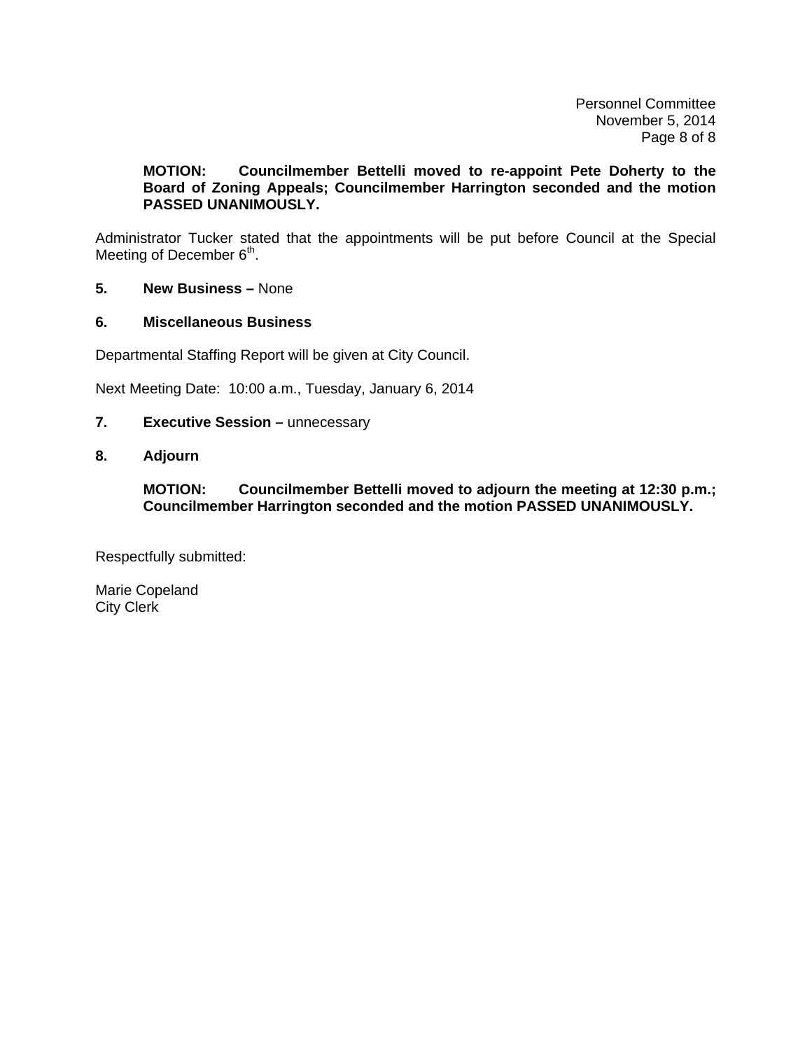**MOTION: Councilmember Bettelli moved to re-appoint Pete Doherty to the Board of Zoning Appeals; Councilmember Harrington seconded and the motion PASSED UNANIMOUSLY.**

Administrator Tucker stated that the appointments will be put before Council at the Special Meeting of December 6th.

**5. New Business –** None

**6. Miscellaneous Business**

Departmental Staffing Report will be given at City Council.

Next Meeting Date: 10:00 a.m., Tuesday, January 6, 2014

**7. Executive Session –** unnecessary

**8. Adjourn**

**MOTION: Councilmember Bettelli moved to adjourn the meeting at 12:30 p.m.; Councilmember Harrington seconded and the motion PASSED UNANIMOUSLY.**

Respectfully submitted:

Marie Copeland
City Clerk